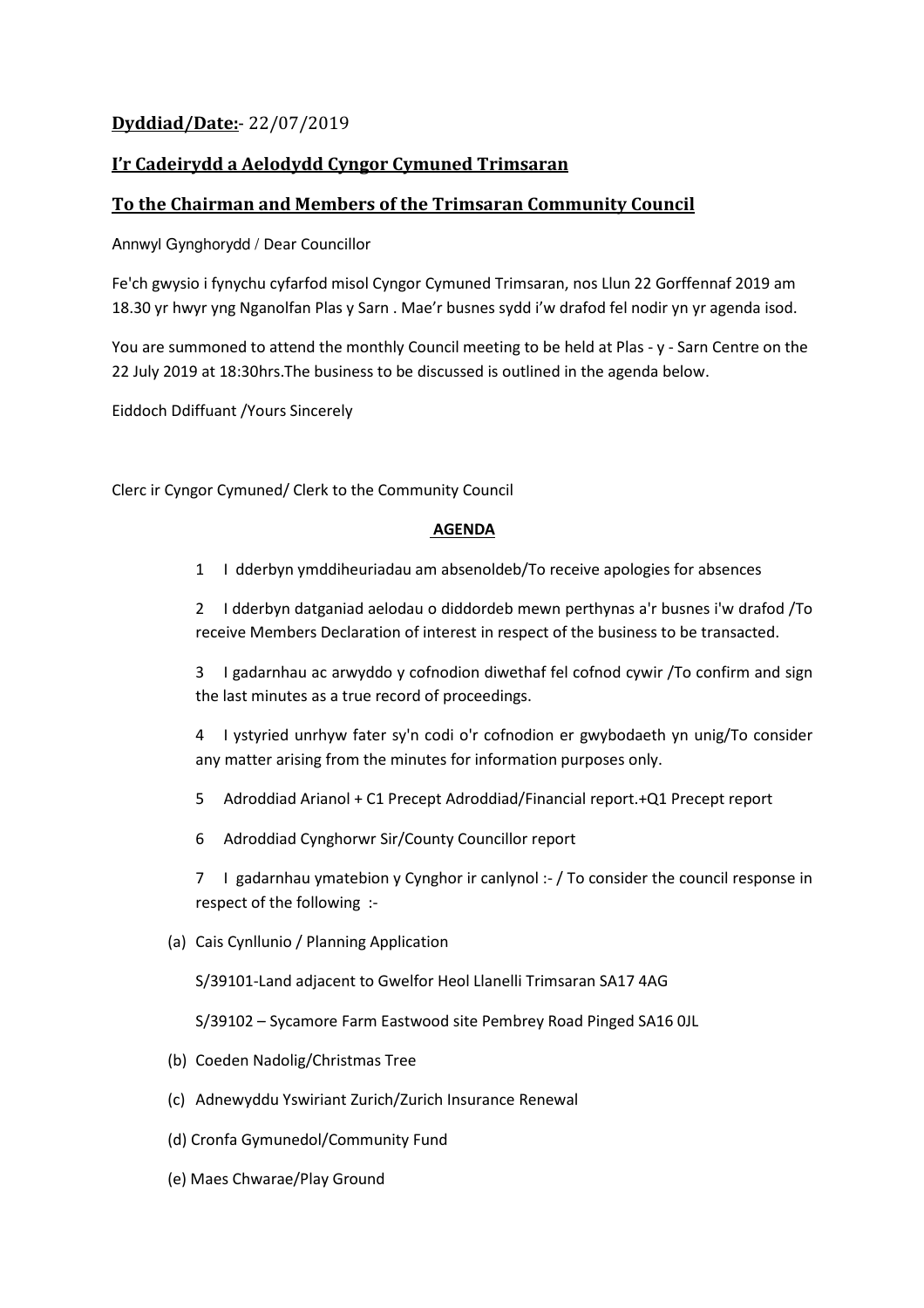**Dyddiad/Date:**- 22/07/2019

**I'r Cadeirydd a Aelodydd Cyngor Cymuned Trimsaran**

**To the Chairman and Members of the Trimsaran Community Council**

Annwyl Gynghorydd / Dear Councillor

Fe'ch gwysio i fynychu cyfarfod misol Cyngor Cymuned Trimsaran, nos Llun 22 Gorffennaf 2019 am 18.30 yr hwyr yng Nganolfan Plas y Sarn . Mae'r busnes sydd i'w drafod fel nodir yn yr agenda isod.

You are summoned to attend the monthly Council meeting to be held at Plas - y - Sarn Centre on the 22 July 2019 at 18:30hrs.The business to be discussed is outlined in the agenda below.

Eiddoch Ddiffuant /Yours Sincerely

Clerc ir Cyngor Cymuned/ Clerk to the Community Council

**AGENDA**

1 I dderbyn ymddiheuriadau am absenoldeb/To receive apologies for absences

2 I dderbyn datganiad aelodau o diddordeb mewn perthynas a'r busnes i'w drafod /To receive Members Declaration of interest in respect of the business to be transacted.

3 I gadarnhau ac arwyddo y cofnodion diwethaf fel cofnod cywir /To confirm and sign the last minutes as a true record of proceedings.

4 I ystyried unrhyw fater sy'n codi o'r cofnodion er gwybodaeth yn unig/To consider any matter arising from the minutes for information purposes only.

5 Adroddiad Arianol + C1 Precept Adroddiad/Financial report.+Q1 Precept report

6 Adroddiad Cynghorwr Sir/County Councillor report

7 I gadarnhau ymatebion y Cynghor ir canlynol :- / To consider the council response in respect of the following :-

(a) Cais Cynllunio / Planning Application

S/39101-Land adjacent to Gwelfor Heol Llanelli Trimsaran SA17 4AG

S/39102 – Sycamore Farm Eastwood site Pembrey Road Pinged SA16 0JL

(b) Coeden Nadolig/Christmas Tree

(c) Adnewyddu Yswiriant Zurich/Zurich Insurance Renewal

(d) Cronfa Gymunedol/Community Fund

(e) Maes Chwarae/Play Ground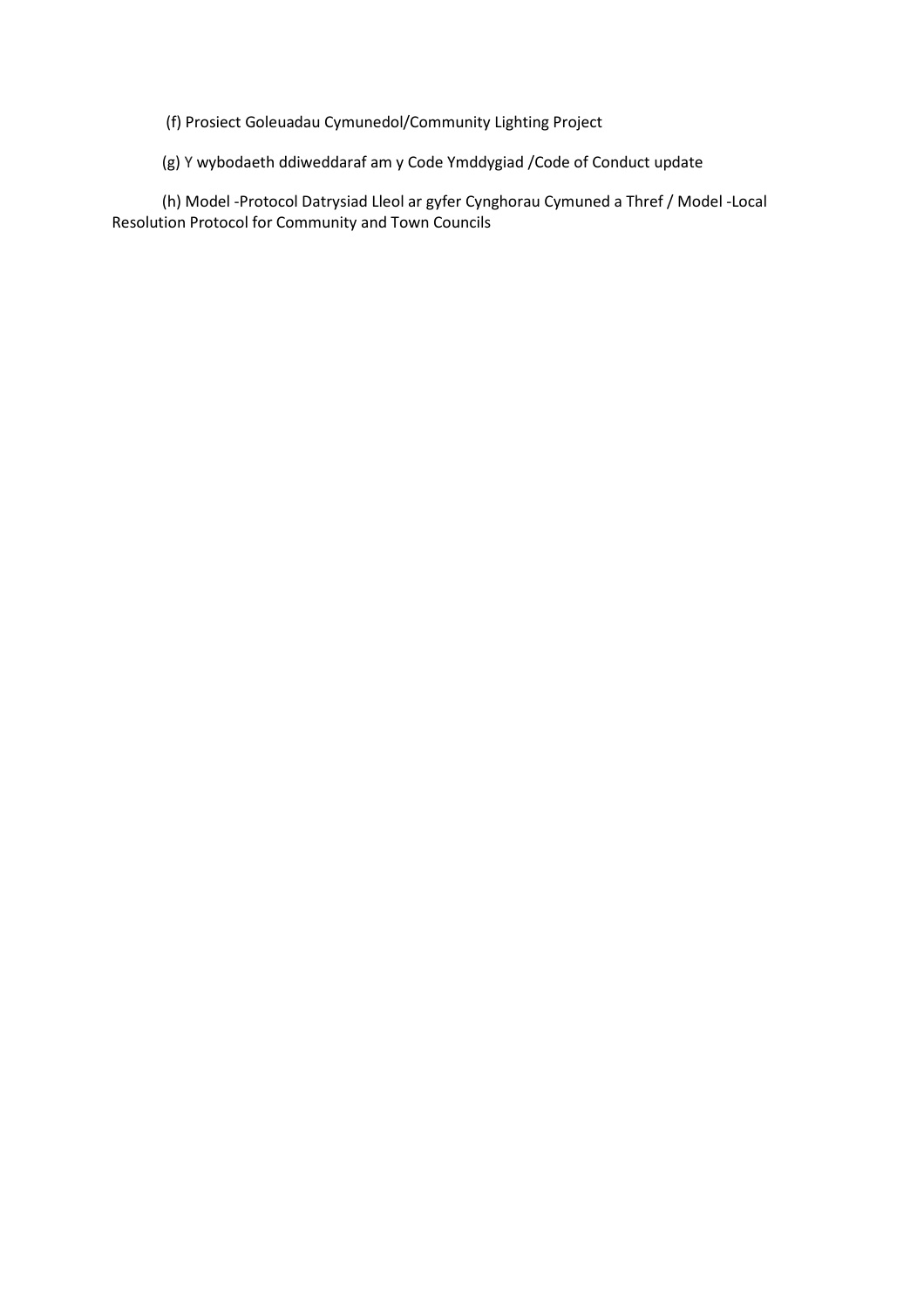(f) Prosiect Goleuadau Cymunedol/Community Lighting Project

(g) Y wybodaeth ddiweddaraf am y Code Ymddygiad /Code of Conduct update

(h) Model -Protocol Datrysiad Lleol ar gyfer Cynghorau Cymuned a Thref / Model -Local Resolution Protocol for Community and Town Councils